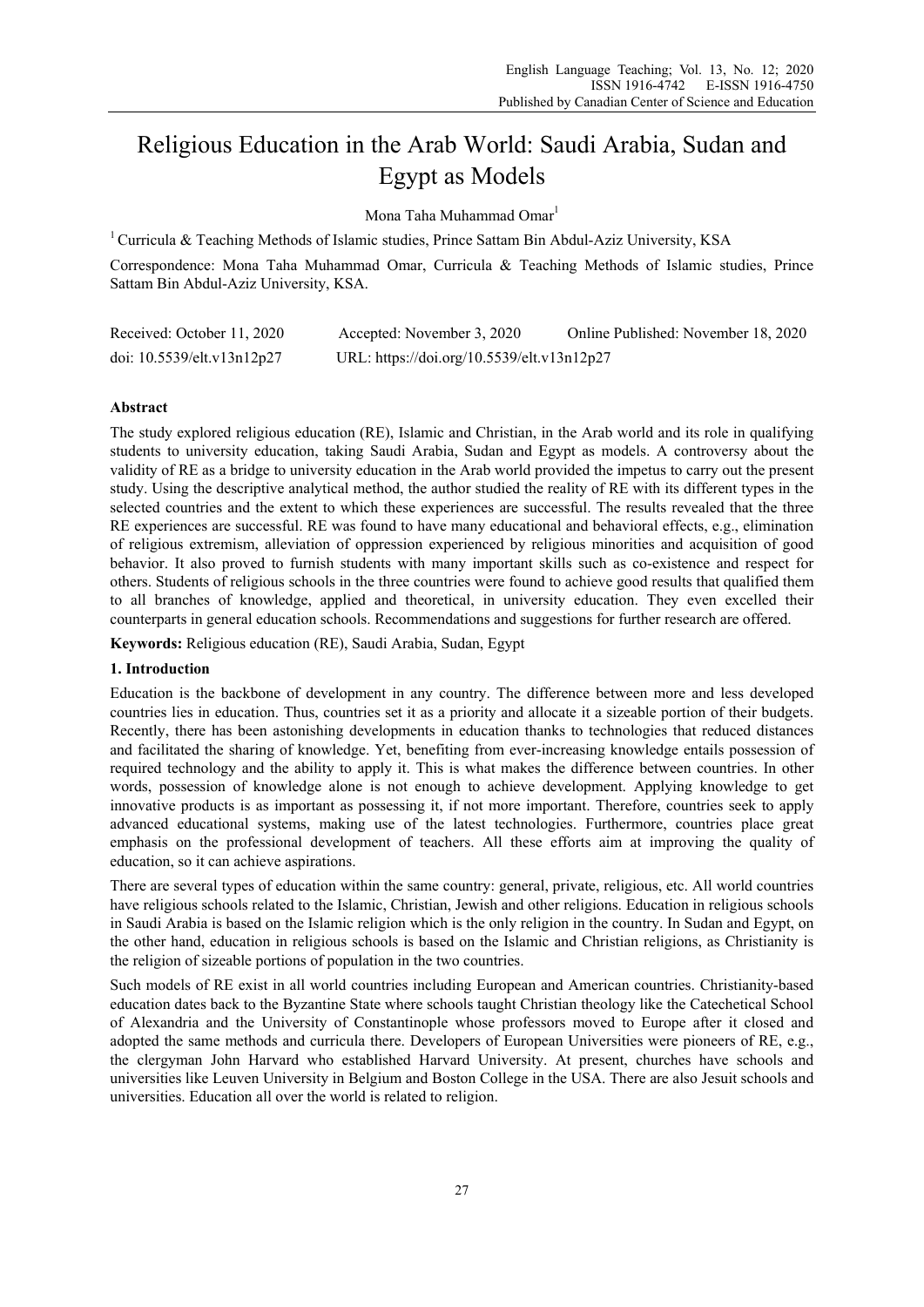// Religious Education in the Arab World: Saudi Arabia, Sudan and Egypt as Models

Mona Taha Muhammad Omar[1]

[1] Curricula & Teaching Methods of Islamic studies, Prince Sattam Bin Abdul-Aziz University, KSA

Correspondence: Mona Taha Muhammad Omar, Curricula & Teaching Methods of Islamic studies, Prince Sattam Bin Abdul-Aziz University, KSA.

Received: October 11, 2020 Accepted: November 3, 2020 Online Published: November 18, 2020

doi: 10.5539/elt.v13n12p27 URL: https://doi.org/10.5539/elt.v13n12p27

## Abstract

The study explored religious education (RE), Islamic and Christian, in the Arab world and its role in qualifying students to university education, taking Saudi Arabia, Sudan and Egypt as models. A controversy about the validity of RE as a bridge to university education in the Arab world provided the impetus to carry out the present study. Using the descriptive analytical method, the author studied the reality of RE with its different types in the selected countries and the extent to which these experiences are successful. The results revealed that the three RE experiences are successful. RE was found to have many educational and behavioral effects, e.g., elimination of religious extremism, alleviation of oppression experienced by religious minorities and acquisition of good behavior. It also proved to furnish students with many important skills such as co-existence and respect for others. Students of religious schools in the three countries were found to achieve good results that qualified them to all branches of knowledge, applied and theoretical, in university education. They even excelled their counterparts in general education schools. Recommendations and suggestions for further research are offered.

**Keywords:** Religious education (RE), Saudi Arabia, Sudan, Egypt

## 1. Introduction

Education is the backbone of development in any country. The difference between more and less developed countries lies in education. Thus, countries set it as a priority and allocate it a sizeable portion of their budgets. Recently, there has been astonishing developments in education thanks to technologies that reduced distances and facilitated the sharing of knowledge. Yet, benefiting from ever-increasing knowledge entails possession of required technology and the ability to apply it. This is what makes the difference between countries. In other words, possession of knowledge alone is not enough to achieve development. Applying knowledge to get innovative products is as important as possessing it, if not more important. Therefore, countries seek to apply advanced educational systems, making use of the latest technologies. Furthermore, countries place great emphasis on the professional development of teachers. All these efforts aim at improving the quality of education, so it can achieve aspirations.

There are several types of education within the same country: general, private, religious, etc. All world countries have religious schools related to the Islamic, Christian, Jewish and other religions. Education in religious schools in Saudi Arabia is based on the Islamic religion which is the only religion in the country. In Sudan and Egypt, on the other hand, education in religious schools is based on the Islamic and Christian religions, as Christianity is the religion of sizeable portions of population in the two countries.

Such models of RE exist in all world countries including European and American countries. Christianity-based education dates back to the Byzantine State where schools taught Christian theology like the Catechetical School of Alexandria and the University of Constantinople whose professors moved to Europe after it closed and adopted the same methods and curricula there. Developers of European Universities were pioneers of RE, e.g., the clergyman John Harvard who established Harvard University. At present, churches have schools and universities like Leuven University in Belgium and Boston College in the USA. There are also Jesuit schools and universities. Education all over the world is related to religion.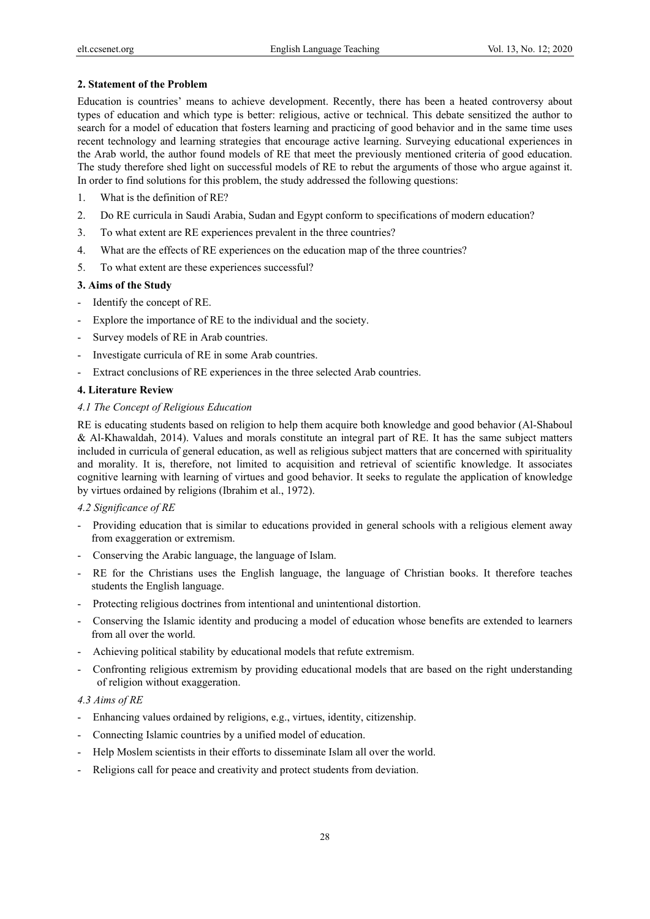## 2. Statement of the Problem

Education is countries' means to achieve development. Recently, there has been a heated controversy about types of education and which type is better: religious, active or technical. This debate sensitized the author to search for a model of education that fosters learning and practicing of good behavior and in the same time uses recent technology and learning strategies that encourage active learning. Surveying educational experiences in the Arab world, the author found models of RE that meet the previously mentioned criteria of good education. The study therefore shed light on successful models of RE to rebut the arguments of those who argue against it. In order to find solutions for this problem, the study addressed the following questions:

1. What is the definition of RE?
2. Do RE curricula in Saudi Arabia, Sudan and Egypt conform to specifications of modern education?
3. To what extent are RE experiences prevalent in the three countries?
4. What are the effects of RE experiences on the education map of the three countries?
5. To what extent are these experiences successful?

## 3. Aims of the Study

- Identify the concept of RE.
- Explore the importance of RE to the individual and the society.
- Survey models of RE in Arab countries.
- Investigate curricula of RE in some Arab countries.
- Extract conclusions of RE experiences in the three selected Arab countries.

## 4. Literature Review

### *4.1 The Concept of Religious Education*

RE is educating students based on religion to help them acquire both knowledge and good behavior (Al-Shaboul & Al-Khawaldah, 2014). Values and morals constitute an integral part of RE. It has the same subject matters included in curricula of general education, as well as religious subject matters that are concerned with spirituality and morality. It is, therefore, not limited to acquisition and retrieval of scientific knowledge. It associates cognitive learning with learning of virtues and good behavior. It seeks to regulate the application of knowledge by virtues ordained by religions (Ibrahim et al., 1972).

### *4.2 Significance of RE*

- Providing education that is similar to educations provided in general schools with a religious element away from exaggeration or extremism.
- Conserving the Arabic language, the language of Islam.
- RE for the Christians uses the English language, the language of Christian books. It therefore teaches students the English language.
- Protecting religious doctrines from intentional and unintentional distortion.
- Conserving the Islamic identity and producing a model of education whose benefits are extended to learners from all over the world.
- Achieving political stability by educational models that refute extremism.
- Confronting religious extremism by providing educational models that are based on the right understanding of religion without exaggeration.

### *4.3 Aims of RE*

- Enhancing values ordained by religions, e.g., virtues, identity, citizenship.
- Connecting Islamic countries by a unified model of education.
- Help Moslem scientists in their efforts to disseminate Islam all over the world.
- Religions call for peace and creativity and protect students from deviation.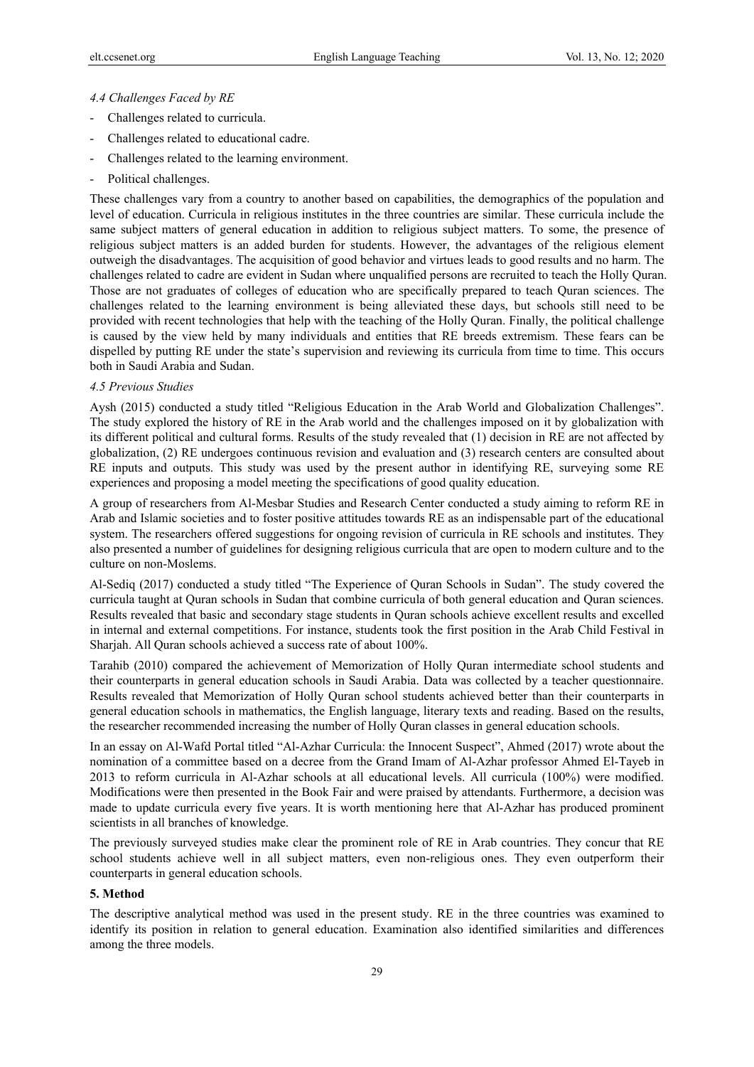### *4.4 Challenges Faced by RE*

- Challenges related to curricula.
- Challenges related to educational cadre.
- Challenges related to the learning environment.
- Political challenges.

These challenges vary from a country to another based on capabilities, the demographics of the population and level of education. Curricula in religious institutes in the three countries are similar. These curricula include the same subject matters of general education in addition to religious subject matters. To some, the presence of religious subject matters is an added burden for students. However, the advantages of the religious element outweigh the disadvantages. The acquisition of good behavior and virtues leads to good results and no harm. The challenges related to cadre are evident in Sudan where unqualified persons are recruited to teach the Holly Quran. Those are not graduates of colleges of education who are specifically prepared to teach Quran sciences. The challenges related to the learning environment is being alleviated these days, but schools still need to be provided with recent technologies that help with the teaching of the Holly Quran. Finally, the political challenge is caused by the view held by many individuals and entities that RE breeds extremism. These fears can be dispelled by putting RE under the state's supervision and reviewing its curricula from time to time. This occurs both in Saudi Arabia and Sudan.

### *4.5 Previous Studies*

Aysh (2015) conducted a study titled "Religious Education in the Arab World and Globalization Challenges". The study explored the history of RE in the Arab world and the challenges imposed on it by globalization with its different political and cultural forms. Results of the study revealed that (1) decision in RE are not affected by globalization, (2) RE undergoes continuous revision and evaluation and (3) research centers are consulted about RE inputs and outputs. This study was used by the present author in identifying RE, surveying some RE experiences and proposing a model meeting the specifications of good quality education.

A group of researchers from Al-Mesbar Studies and Research Center conducted a study aiming to reform RE in Arab and Islamic societies and to foster positive attitudes towards RE as an indispensable part of the educational system. The researchers offered suggestions for ongoing revision of curricula in RE schools and institutes. They also presented a number of guidelines for designing religious curricula that are open to modern culture and to the culture on non-Moslems.

Al-Sediq (2017) conducted a study titled "The Experience of Quran Schools in Sudan". The study covered the curricula taught at Quran schools in Sudan that combine curricula of both general education and Quran sciences. Results revealed that basic and secondary stage students in Quran schools achieve excellent results and excelled in internal and external competitions. For instance, students took the first position in the Arab Child Festival in Sharjah. All Quran schools achieved a success rate of about 100%.

Tarahib (2010) compared the achievement of Memorization of Holly Quran intermediate school students and their counterparts in general education schools in Saudi Arabia. Data was collected by a teacher questionnaire. Results revealed that Memorization of Holly Quran school students achieved better than their counterparts in general education schools in mathematics, the English language, literary texts and reading. Based on the results, the researcher recommended increasing the number of Holly Quran classes in general education schools.

In an essay on Al-Wafd Portal titled "Al-Azhar Curricula: the Innocent Suspect", Ahmed (2017) wrote about the nomination of a committee based on a decree from the Grand Imam of Al-Azhar professor Ahmed El-Tayeb in 2013 to reform curricula in Al-Azhar schools at all educational levels. All curricula (100%) were modified. Modifications were then presented in the Book Fair and were praised by attendants. Furthermore, a decision was made to update curricula every five years. It is worth mentioning here that Al-Azhar has produced prominent scientists in all branches of knowledge.

The previously surveyed studies make clear the prominent role of RE in Arab countries. They concur that RE school students achieve well in all subject matters, even non-religious ones. They even outperform their counterparts in general education schools.

## 5. Method

The descriptive analytical method was used in the present study. RE in the three countries was examined to identify its position in relation to general education. Examination also identified similarities and differences among the three models.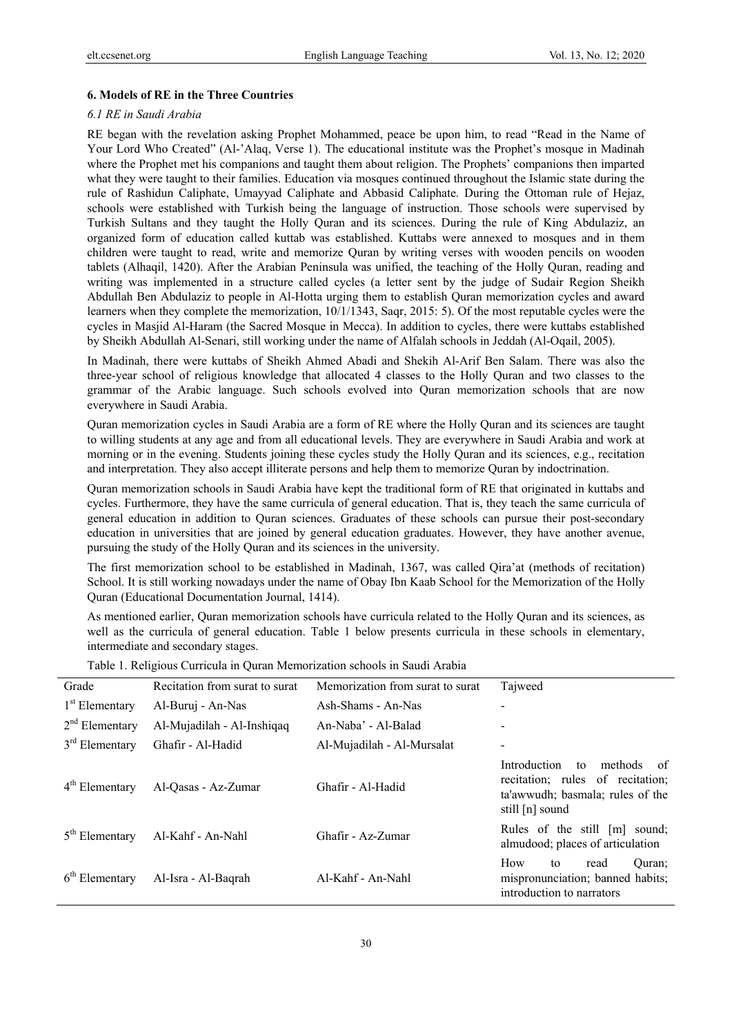### 6. Models of RE in the Three Countries

#### *6.1 RE in Saudi Arabia*

RE began with the revelation asking Prophet Mohammed, peace be upon him, to read "Read in the Name of Your Lord Who Created" (Al-'Alaq, Verse 1). The educational institute was the Prophet's mosque in Madinah where the Prophet met his companions and taught them about religion. The Prophets' companions then imparted what they were taught to their families. Education via mosques continued throughout the Islamic state during the rule of Rashidun Caliphate, Umayyad Caliphate and Abbasid Caliphate. During the Ottoman rule of Hejaz, schools were established with Turkish being the language of instruction. Those schools were supervised by Turkish Sultans and they taught the Holly Quran and its sciences. During the rule of King Abdulaziz, an organized form of education called kuttab was established. Kuttabs were annexed to mosques and in them children were taught to read, write and memorize Quran by writing verses with wooden pencils on wooden tablets (Alhaqil, 1420). After the Arabian Peninsula was unified, the teaching of the Holly Quran, reading and writing was implemented in a structure called cycles (a letter sent by the judge of Sudair Region Sheikh Abdullah Ben Abdulaziz to people in Al-Hotta urging them to establish Quran memorization cycles and award learners when they complete the memorization, 10/1/1343, Saqr, 2015: 5). Of the most reputable cycles were the cycles in Masjid Al-Haram (the Sacred Mosque in Mecca). In addition to cycles, there were kuttabs established by Sheikh Abdullah Al-Senari, still working under the name of Alfalah schools in Jeddah (Al-Oqail, 2005).

In Madinah, there were kuttabs of Sheikh Ahmed Abadi and Shekih Al-Arif Ben Salam. There was also the three-year school of religious knowledge that allocated 4 classes to the Holly Quran and two classes to the grammar of the Arabic language. Such schools evolved into Quran memorization schools that are now everywhere in Saudi Arabia.

Quran memorization cycles in Saudi Arabia are a form of RE where the Holly Quran and its sciences are taught to willing students at any age and from all educational levels. They are everywhere in Saudi Arabia and work at morning or in the evening. Students joining these cycles study the Holly Quran and its sciences, e.g., recitation and interpretation. They also accept illiterate persons and help them to memorize Quran by indoctrination.

Quran memorization schools in Saudi Arabia have kept the traditional form of RE that originated in kuttabs and cycles. Furthermore, they have the same curricula of general education. That is, they teach the same curricula of general education in addition to Quran sciences. Graduates of these schools can pursue their post-secondary education in universities that are joined by general education graduates. However, they have another avenue, pursuing the study of the Holly Quran and its sciences in the university.

The first memorization school to be established in Madinah, 1367, was called Qira'at (methods of recitation) School. It is still working nowadays under the name of Obay Ibn Kaab School for the Memorization of the Holly Quran (Educational Documentation Journal, 1414).

As mentioned earlier, Quran memorization schools have curricula related to the Holly Quran and its sciences, as well as the curricula of general education. Table 1 below presents curricula in these schools in elementary, intermediate and secondary stages.

Table 1. Religious Curricula in Quran Memorization schools in Saudi Arabia

| Grade | Recitation from surat to surat | Memorization from surat to surat | Tajweed |
|---|---|---|---|
| 1st Elementary | Al-Buruj - An-Nas | Ash-Shams - An-Nas | - |
| 2nd Elementary | Al-Mujadilah - Al-Inshiqaq | An-Naba' - Al-Balad | - |
| 3rd Elementary | Ghafir - Al-Hadid | Al-Mujadilah - Al-Mursalat | - |
| 4th Elementary | Al-Qasas - Az-Zumar | Ghafir - Al-Hadid | Introduction to methods of recitation; rules of recitation; ta'awwudh; basmala; rules of the still [n] sound |
| 5th Elementary | Al-Kahf - An-Nahl | Ghafir - Az-Zumar | Rules of the still [m] sound; almudood; places of articulation |
| 6th Elementary | Al-Isra - Al-Baqrah | Al-Kahf - An-Nahl | How to read Quran; mispronunciation; banned habits; introduction to narrators |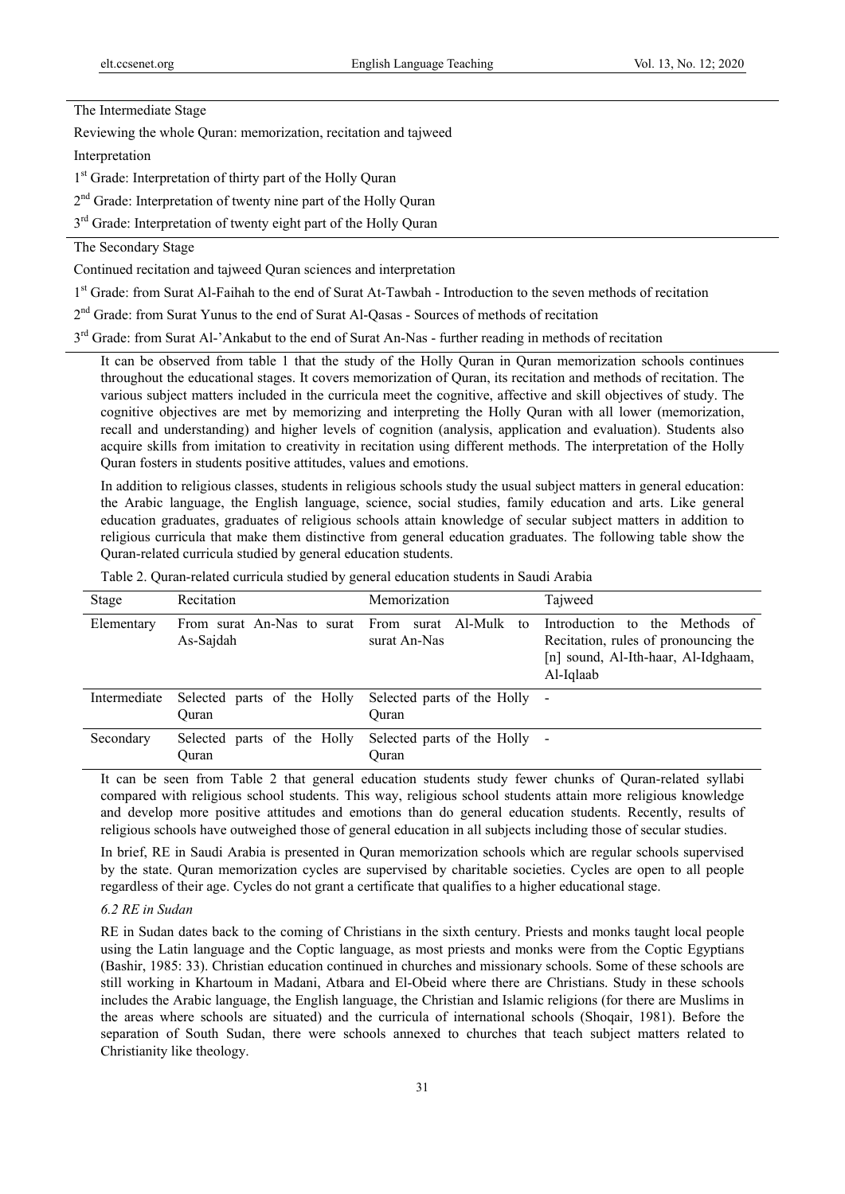| The Intermediate Stage |
|---|
| Reviewing the whole Quran: memorization, recitation and tajweed |
| Interpretation |
| 1st Grade: Interpretation of thirty part of the Holly Quran |
| 2nd Grade: Interpretation of twenty nine part of the Holly Quran |
| 3rd Grade: Interpretation of twenty eight part of the Holly Quran |
| **The Secondary Stage** |
| Continued recitation and tajweed Quran sciences and interpretation |
| 1st Grade: from Surat Al-Faihah to the end of Surat At-Tawbah - Introduction to the seven methods of recitation |
| 2nd Grade: from Surat Yunus to the end of Surat Al-Qasas - Sources of methods of recitation |
| 3rd Grade: from Surat Al-'Ankabut to the end of Surat An-Nas - further reading in methods of recitation |

It can be observed from table 1 that the study of the Holly Quran in Quran memorization schools continues throughout the educational stages. It covers memorization of Quran, its recitation and methods of recitation. The various subject matters included in the curricula meet the cognitive, affective and skill objectives of study. The cognitive objectives are met by memorizing and interpreting the Holly Quran with all lower (memorization, recall and understanding) and higher levels of cognition (analysis, application and evaluation). Students also acquire skills from imitation to creativity in recitation using different methods. The interpretation of the Holly Quran fosters in students positive attitudes, values and emotions.

In addition to religious classes, students in religious schools study the usual subject matters in general education: the Arabic language, the English language, science, social studies, family education and arts. Like general education graduates, graduates of religious schools attain knowledge of secular subject matters in addition to religious curricula that make them distinctive from general education graduates. The following table show the Quran-related curricula studied by general education students.

Table 2. Quran-related curricula studied by general education students in Saudi Arabia

| Stage | Recitation | Memorization | Tajweed |
|---|---|---|---|
| Elementary | From surat An-Nas to surat As-Sajdah | From surat Al-Mulk to surat An-Nas | Introduction to the Methods of Recitation, rules of pronouncing the [n] sound, Al-Ith-haar, Al-Idghaam, Al-Iqlaab |
| Intermediate | Selected parts of the Holly Quran | Selected parts of the Holly Quran | - |
| Secondary | Selected parts of the Holly Quran | Selected parts of the Holly Quran | - |

It can be seen from Table 2 that general education students study fewer chunks of Quran-related syllabi compared with religious school students. This way, religious school students attain more religious knowledge and develop more positive attitudes and emotions than do general education students. Recently, results of religious schools have outweighed those of general education in all subjects including those of secular studies.

In brief, RE in Saudi Arabia is presented in Quran memorization schools which are regular schools supervised by the state. Quran memorization cycles are supervised by charitable societies. Cycles are open to all people regardless of their age. Cycles do not grant a certificate that qualifies to a higher educational stage.

### *6.2 RE in Sudan*

RE in Sudan dates back to the coming of Christians in the sixth century. Priests and monks taught local people using the Latin language and the Coptic language, as most priests and monks were from the Coptic Egyptians (Bashir, 1985: 33). Christian education continued in churches and missionary schools. Some of these schools are still working in Khartoum in Madani, Atbara and El-Obeid where there are Christians. Study in these schools includes the Arabic language, the English language, the Christian and Islamic religions (for there are Muslims in the areas where schools are situated) and the curricula of international schools (Shoqair, 1981). Before the separation of South Sudan, there were schools annexed to churches that teach subject matters related to Christianity like theology.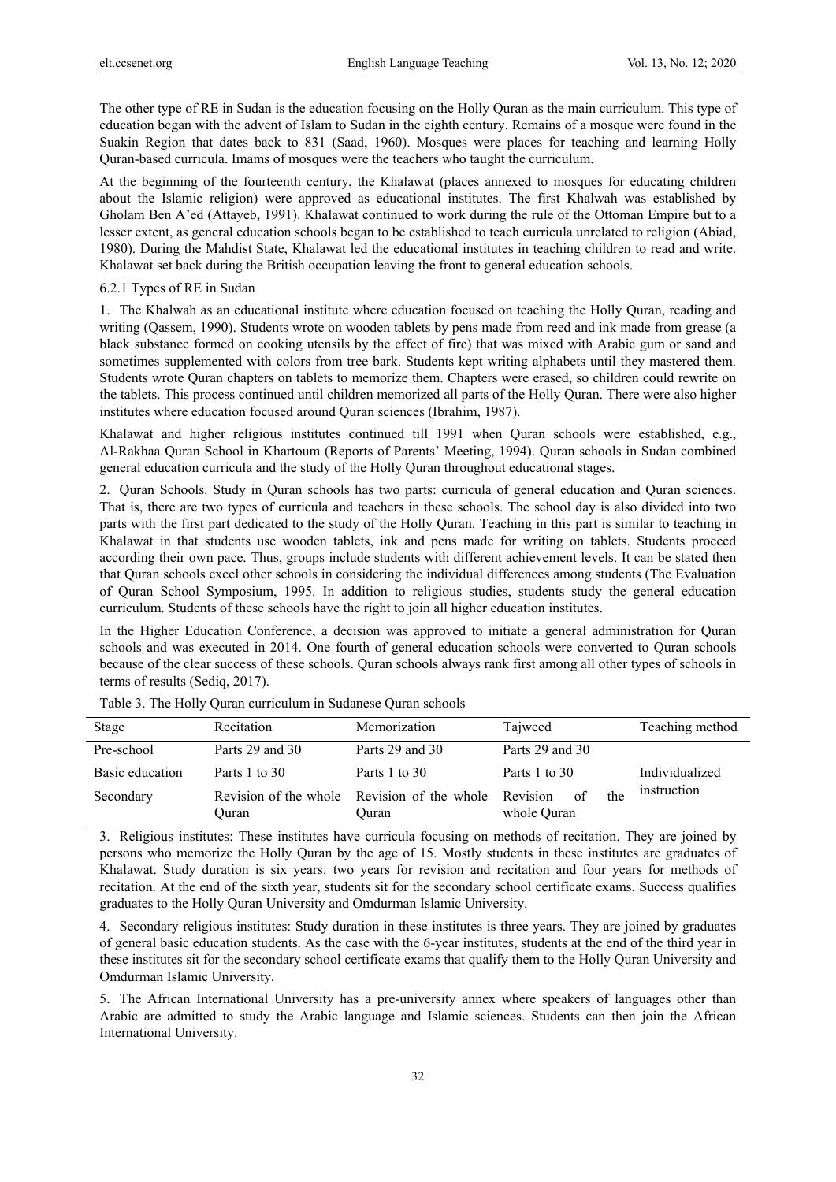The other type of RE in Sudan is the education focusing on the Holly Quran as the main curriculum. This type of education began with the advent of Islam to Sudan in the eighth century. Remains of a mosque were found in the Suakin Region that dates back to 831 (Saad, 1960). Mosques were places for teaching and learning Holly Quran-based curricula. Imams of mosques were the teachers who taught the curriculum.

At the beginning of the fourteenth century, the Khalawat (places annexed to mosques for educating children about the Islamic religion) were approved as educational institutes. The first Khalwah was established by Gholam Ben A'ed (Attayeb, 1991). Khalawat continued to work during the rule of the Ottoman Empire but to a lesser extent, as general education schools began to be established to teach curricula unrelated to religion (Abiad, 1980). During the Mahdist State, Khalawat led the educational institutes in teaching children to read and write. Khalawat set back during the British occupation leaving the front to general education schools.

#### 6.2.1 Types of RE in Sudan

1. The Khalwah as an educational institute where education focused on teaching the Holly Quran, reading and writing (Qassem, 1990). Students wrote on wooden tablets by pens made from reed and ink made from grease (a black substance formed on cooking utensils by the effect of fire) that was mixed with Arabic gum or sand and sometimes supplemented with colors from tree bark. Students kept writing alphabets until they mastered them. Students wrote Quran chapters on tablets to memorize them. Chapters were erased, so children could rewrite on the tablets. This process continued until children memorized all parts of the Holly Quran. There were also higher institutes where education focused around Quran sciences (Ibrahim, 1987).

Khalawat and higher religious institutes continued till 1991 when Quran schools were established, e.g., Al-Rakhaa Quran School in Khartoum (Reports of Parents' Meeting, 1994). Quran schools in Sudan combined general education curricula and the study of the Holly Quran throughout educational stages.

2. Quran Schools. Study in Quran schools has two parts: curricula of general education and Quran sciences. That is, there are two types of curricula and teachers in these schools. The school day is also divided into two parts with the first part dedicated to the study of the Holly Quran. Teaching in this part is similar to teaching in Khalawat in that students use wooden tablets, ink and pens made for writing on tablets. Students proceed according their own pace. Thus, groups include students with different achievement levels. It can be stated then that Quran schools excel other schools in considering the individual differences among students (The Evaluation of Quran School Symposium, 1995. In addition to religious studies, students study the general education curriculum. Students of these schools have the right to join all higher education institutes.

In the Higher Education Conference, a decision was approved to initiate a general administration for Quran schools and was executed in 2014. One fourth of general education schools were converted to Quran schools because of the clear success of these schools. Quran schools always rank first among all other types of schools in terms of results (Sediq, 2017).

Table 3. The Holly Quran curriculum in Sudanese Quran schools

| Stage | Recitation | Memorization | Tajweed | Teaching method |
|---|---|---|---|---|
| Pre-school | Parts 29 and 30 | Parts 29 and 30 | Parts 29 and 30 | |
| Basic education | Parts 1 to 30 | Parts 1 to 30 | Parts 1 to 30 | Individualized instruction |
| Secondary | Revision of the whole Quran | Revision of the whole Quran | Revision of the whole Quran | |

3. Religious institutes: These institutes have curricula focusing on methods of recitation. They are joined by persons who memorize the Holly Quran by the age of 15. Mostly students in these institutes are graduates of Khalawat. Study duration is six years: two years for revision and recitation and four years for methods of recitation. At the end of the sixth year, students sit for the secondary school certificate exams. Success qualifies graduates to the Holly Quran University and Omdurman Islamic University.

4. Secondary religious institutes: Study duration in these institutes is three years. They are joined by graduates of general basic education students. As the case with the 6-year institutes, students at the end of the third year in these institutes sit for the secondary school certificate exams that qualify them to the Holly Quran University and Omdurman Islamic University.

5. The African International University has a pre-university annex where speakers of languages other than Arabic are admitted to study the Arabic language and Islamic sciences. Students can then join the African International University.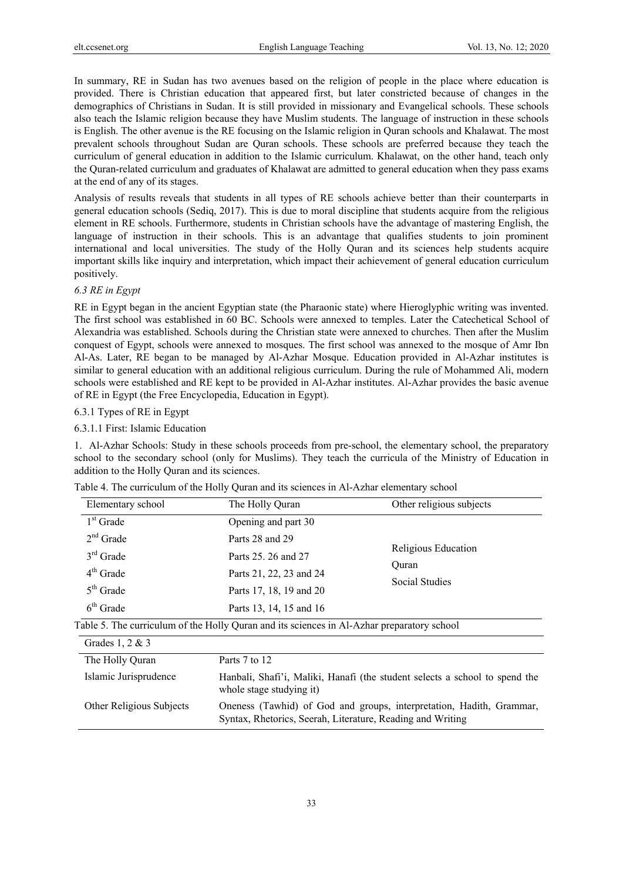In summary, RE in Sudan has two avenues based on the religion of people in the place where education is provided. There is Christian education that appeared first, but later constricted because of changes in the demographics of Christians in Sudan. It is still provided in missionary and Evangelical schools. These schools also teach the Islamic religion because they have Muslim students. The language of instruction in these schools is English. The other avenue is the RE focusing on the Islamic religion in Quran schools and Khalawat. The most prevalent schools throughout Sudan are Quran schools. These schools are preferred because they teach the curriculum of general education in addition to the Islamic curriculum. Khalawat, on the other hand, teach only the Quran-related curriculum and graduates of Khalawat are admitted to general education when they pass exams at the end of any of its stages.

Analysis of results reveals that students in all types of RE schools achieve better than their counterparts in general education schools (Sediq, 2017). This is due to moral discipline that students acquire from the religious element in RE schools. Furthermore, students in Christian schools have the advantage of mastering English, the language of instruction in their schools. This is an advantage that qualifies students to join prominent international and local universities. The study of the Holly Quran and its sciences help students acquire important skills like inquiry and interpretation, which impact their achievement of general education curriculum positively.

*6.3 RE in Egypt*

RE in Egypt began in the ancient Egyptian state (the Pharaonic state) where Hieroglyphic writing was invented. The first school was established in 60 BC. Schools were annexed to temples. Later the Catechetical School of Alexandria was established. Schools during the Christian state were annexed to churches. Then after the Muslim conquest of Egypt, schools were annexed to mosques. The first school was annexed to the mosque of Amr Ibn Al-As. Later, RE began to be managed by Al-Azhar Mosque. Education provided in Al-Azhar institutes is similar to general education with an additional religious curriculum. During the rule of Mohammed Ali, modern schools were established and RE kept to be provided in Al-Azhar institutes. Al-Azhar provides the basic avenue of RE in Egypt (the Free Encyclopedia, Education in Egypt).

6.3.1 Types of RE in Egypt

6.3.1.1 First: Islamic Education

1. Al-Azhar Schools: Study in these schools proceeds from pre-school, the elementary school, the preparatory school to the secondary school (only for Muslims). They teach the curricula of the Ministry of Education in addition to the Holly Quran and its sciences.

Table 4. The curriculum of the Holly Quran and its sciences in Al-Azhar elementary school

| Elementary school | The Holly Quran | Other religious subjects |
|---|---|---|
| 1st Grade | Opening and part 30 | Religious Education<br>Quran<br>Social Studies |
| 2nd Grade | Parts 28 and 29 | |
| 3rd Grade | Parts 25. 26 and 27 | |
| 4th Grade | Parts 21, 22, 23 and 24 | |
| 5th Grade | Parts 17, 18, 19 and 20 | |
| 6th Grade | Parts 13, 14, 15 and 16 | |

Table 5. The curriculum of the Holly Quran and its sciences in Al-Azhar preparatory school

| Grades 1, 2 & 3 | |
|---|---|
| The Holly Quran | Parts 7 to 12 |
| Islamic Jurisprudence | Hanbali, Shafi'i, Maliki, Hanafi (the student selects a school to spend the whole stage studying it) |
| Other Religious Subjects | Oneness (Tawhid) of God and groups, interpretation, Hadith, Grammar, Syntax, Rhetorics, Seerah, Literature, Reading and Writing |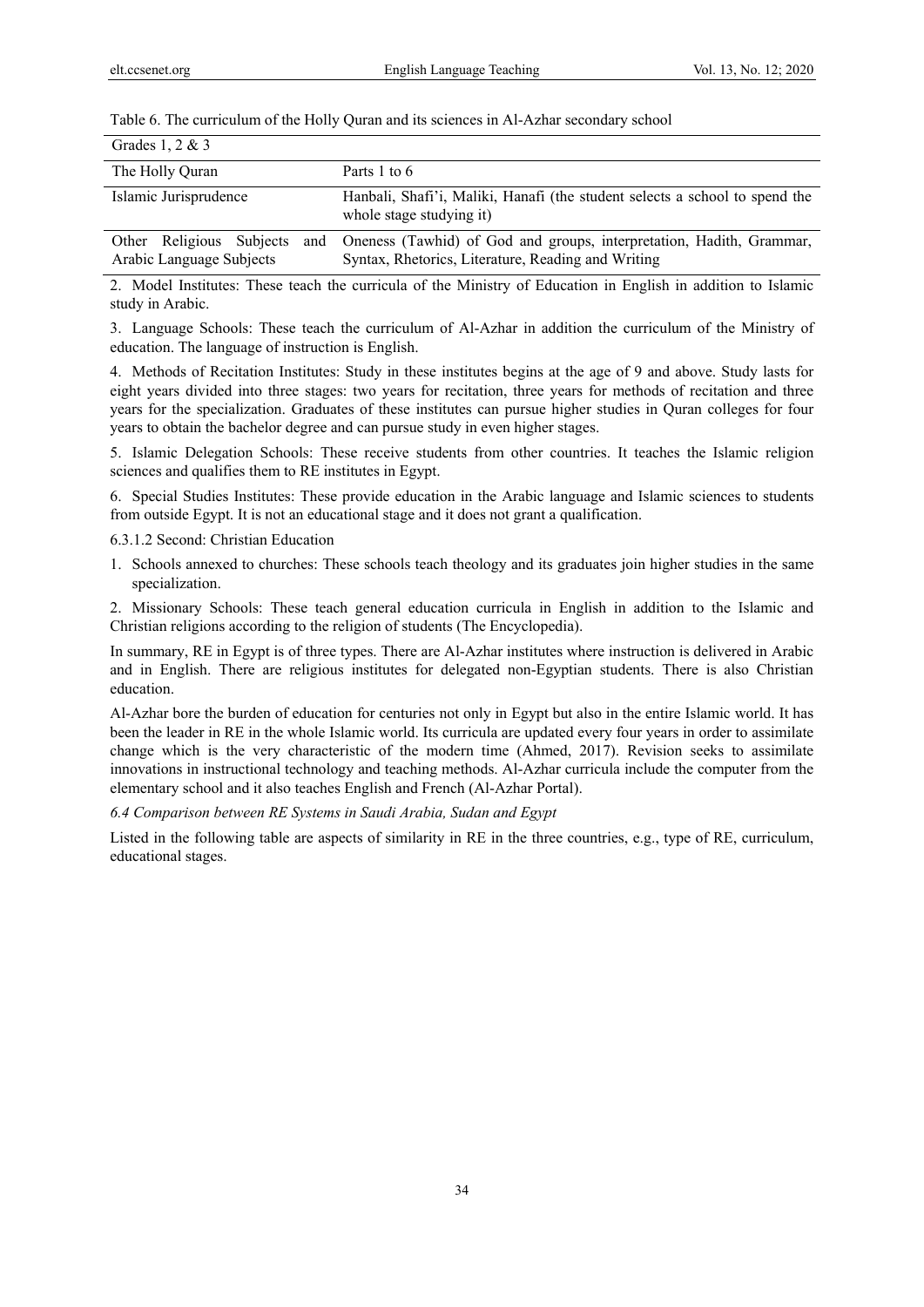Table 6. The curriculum of the Holly Quran and its sciences in Al-Azhar secondary school

| Grades 1, 2 & 3 | |
|---|---|
| The Holly Quran | Parts 1 to 6 |
| Islamic Jurisprudence | Hanbali, Shafi'i, Maliki, Hanafi (the student selects a school to spend the whole stage studying it) |
| Other Religious Subjects and Arabic Language Subjects | Oneness (Tawhid) of God and groups, interpretation, Hadith, Grammar, Syntax, Rhetorics, Literature, Reading and Writing |

2. Model Institutes: These teach the curricula of the Ministry of Education in English in addition to Islamic study in Arabic.

3. Language Schools: These teach the curriculum of Al-Azhar in addition the curriculum of the Ministry of education. The language of instruction is English.

4. Methods of Recitation Institutes: Study in these institutes begins at the age of 9 and above. Study lasts for eight years divided into three stages: two years for recitation, three years for methods of recitation and three years for the specialization. Graduates of these institutes can pursue higher studies in Quran colleges for four years to obtain the bachelor degree and can pursue study in even higher stages.

5. Islamic Delegation Schools: These receive students from other countries. It teaches the Islamic religion sciences and qualifies them to RE institutes in Egypt.

6. Special Studies Institutes: These provide education in the Arabic language and Islamic sciences to students from outside Egypt. It is not an educational stage and it does not grant a qualification.

6.3.1.2 Second: Christian Education

1. Schools annexed to churches: These schools teach theology and its graduates join higher studies in the same specialization.

2. Missionary Schools: These teach general education curricula in English in addition to the Islamic and Christian religions according to the religion of students (The Encyclopedia).

In summary, RE in Egypt is of three types. There are Al-Azhar institutes where instruction is delivered in Arabic and in English. There are religious institutes for delegated non-Egyptian students. There is also Christian education.

Al-Azhar bore the burden of education for centuries not only in Egypt but also in the entire Islamic world. It has been the leader in RE in the whole Islamic world. Its curricula are updated every four years in order to assimilate change which is the very characteristic of the modern time (Ahmed, 2017). Revision seeks to assimilate innovations in instructional technology and teaching methods. Al-Azhar curricula include the computer from the elementary school and it also teaches English and French (Al-Azhar Portal).

*6.4 Comparison between RE Systems in Saudi Arabia, Sudan and Egypt*

Listed in the following table are aspects of similarity in RE in the three countries, e.g., type of RE, curriculum, educational stages.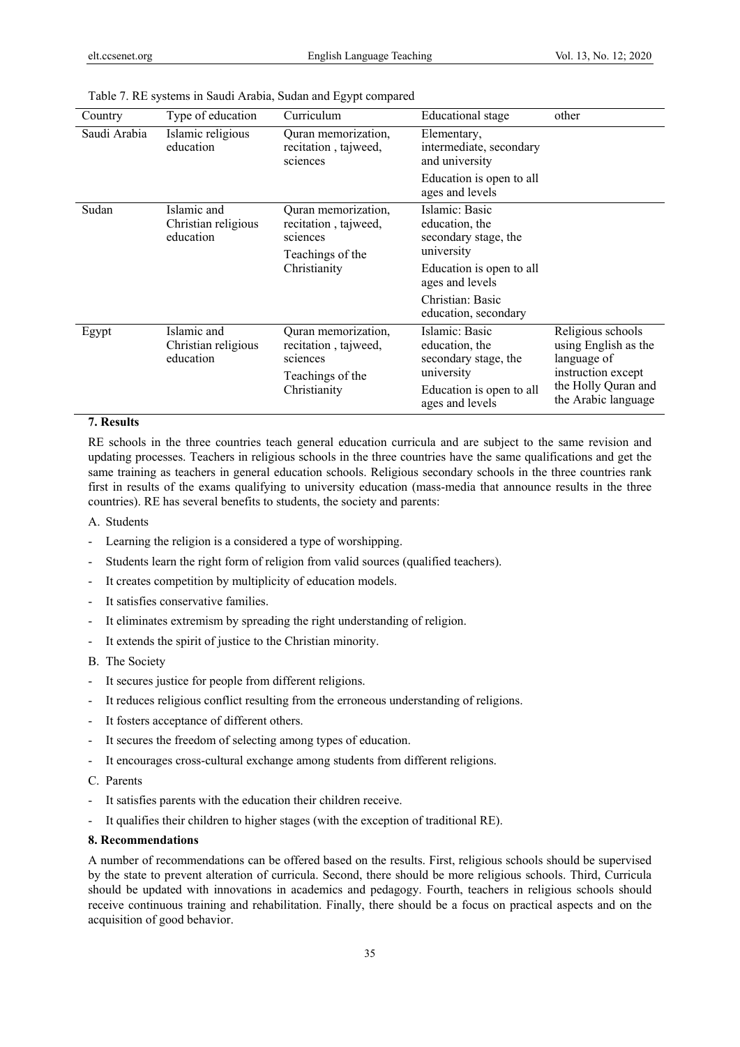Table 7. RE systems in Saudi Arabia, Sudan and Egypt compared

| Country | Type of education | Curriculum | Educational stage | other |
|---|---|---|---|---|
| Saudi Arabia | Islamic religious education | Quran memorization, recitation , tajweed, sciences | Elementary, intermediate, secondary and university<br>Education is open to all ages and levels | |
| Sudan | Islamic and Christian religious education | Quran memorization, recitation , tajweed, sciences<br>Teachings of the Christianity | Islamic: Basic education, the secondary stage, the university<br>Education is open to all ages and levels<br>Christian: Basic education, secondary | |
| Egypt | Islamic and Christian religious education | Quran memorization, recitation , tajweed, sciences<br>Teachings of the Christianity | Islamic: Basic education, the secondary stage, the university<br>Education is open to all ages and levels | Religious schools using English as the language of instruction except the Holly Quran and the Arabic language |

## 7. Results

RE schools in the three countries teach general education curricula and are subject to the same revision and updating processes. Teachers in religious schools in the three countries have the same qualifications and get the same training as teachers in general education schools. Religious secondary schools in the three countries rank first in results of the exams qualifying to university education (mass-media that announce results in the three countries). RE has several benefits to students, the society and parents:

A. Students

- Learning the religion is a considered a type of worshipping.
- Students learn the right form of religion from valid sources (qualified teachers).
- It creates competition by multiplicity of education models.
- It satisfies conservative families.
- It eliminates extremism by spreading the right understanding of religion.
- It extends the spirit of justice to the Christian minority.

B. The Society

- It secures justice for people from different religions.
- It reduces religious conflict resulting from the erroneous understanding of religions.
- It fosters acceptance of different others.
- It secures the freedom of selecting among types of education.
- It encourages cross-cultural exchange among students from different religions.

C. Parents

- It satisfies parents with the education their children receive.
- It qualifies their children to higher stages (with the exception of traditional RE).

## 8. Recommendations

A number of recommendations can be offered based on the results. First, religious schools should be supervised by the state to prevent alteration of curricula. Second, there should be more religious schools. Third, Curricula should be updated with innovations in academics and pedagogy. Fourth, teachers in religious schools should receive continuous training and rehabilitation. Finally, there should be a focus on practical aspects and on the acquisition of good behavior.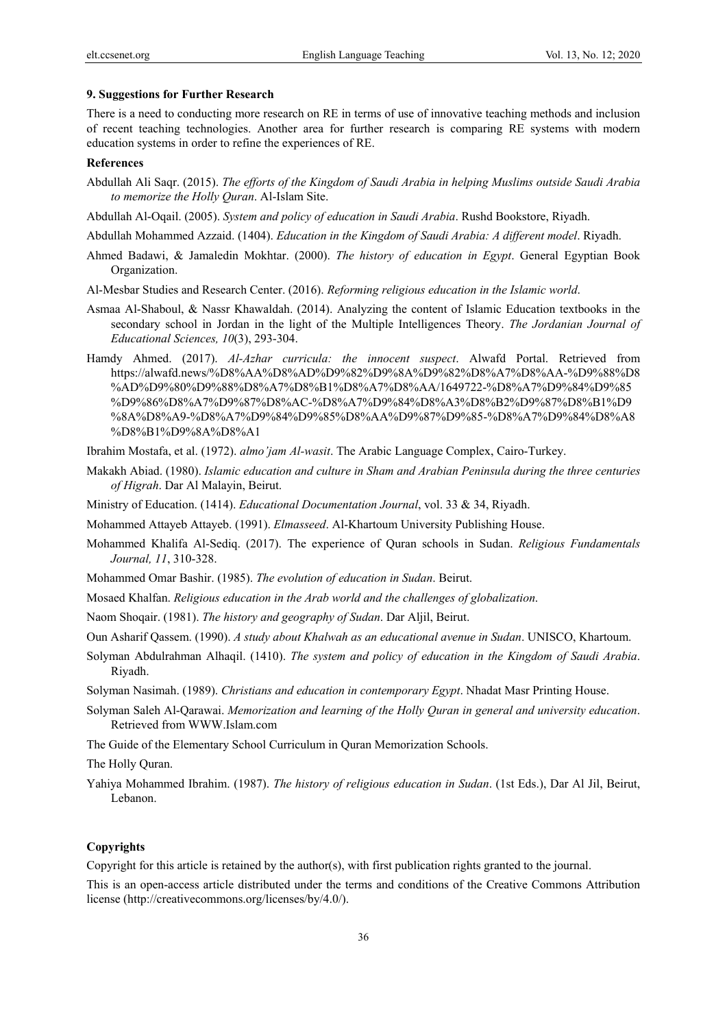## 9. Suggestions for Further Research

There is a need to conducting more research on RE in terms of use of innovative teaching methods and inclusion of recent teaching technologies. Another area for further research is comparing RE systems with modern education systems in order to refine the experiences of RE.

## References

Abdullah Ali Saqr. (2015). *The efforts of the Kingdom of Saudi Arabia in helping Muslims outside Saudi Arabia to memorize the Holly Quran*. Al-Islam Site.

Abdullah Al-Oqail. (2005). *System and policy of education in Saudi Arabia*. Rushd Bookstore, Riyadh.

Abdullah Mohammed Azzaid. (1404). *Education in the Kingdom of Saudi Arabia: A different model*. Riyadh.

Ahmed Badawi, & Jamaledin Mokhtar. (2000). *The history of education in Egypt*. General Egyptian Book Organization.

Al-Mesbar Studies and Research Center. (2016). *Reforming religious education in the Islamic world*.

Asmaa Al-Shaboul, & Nassr Khawaldah. (2014). Analyzing the content of Islamic Education textbooks in the secondary school in Jordan in the light of the Multiple Intelligences Theory. *The Jordanian Journal of Educational Sciences, 10*(3), 293-304.

Hamdy Ahmed. (2017). *Al-Azhar curricula: the innocent suspect*. Alwafd Portal. Retrieved from https://alwafd.news/%D8%AA%D8%AD%D9%82%D9%8A%D9%82%D8%A7%D8%AA-%D9%88%D8%AD%D9%80%D9%88%D8%A7%D8%B1%D8%A7%D8%AA/1649722-%D8%A7%D9%84%D9%85%D9%86%D8%A7%D9%87%D8%AC-%D8%A7%D9%84%D8%A3%D8%B2%D9%87%D8%B1%D9%8A%D8%A9-%D8%A7%D9%84%D9%85%D8%AA%D9%87%D9%85-%D8%A7%D9%84%D8%A8%D8%B1%D9%8A%D8%A1

Ibrahim Mostafa, et al. (1972). *almo'jam Al-wasit*. The Arabic Language Complex, Cairo-Turkey.

Makakh Abiad. (1980). *Islamic education and culture in Sham and Arabian Peninsula during the three centuries of Higrah*. Dar Al Malayin, Beirut.

Ministry of Education. (1414). *Educational Documentation Journal*, vol. 33 & 34, Riyadh.

Mohammed Attayeb Attayeb. (1991). *Elmasseed*. Al-Khartoum University Publishing House.

Mohammed Khalifa Al-Sediq. (2017). The experience of Quran schools in Sudan. *Religious Fundamentals Journal, 11*, 310-328.

Mohammed Omar Bashir. (1985). *The evolution of education in Sudan*. Beirut.

Mosaed Khalfan. *Religious education in the Arab world and the challenges of globalization*.

Naom Shoqair. (1981). *The history and geography of Sudan*. Dar Aljil, Beirut.

Oun Asharif Qassem. (1990). *A study about Khalwah as an educational avenue in Sudan*. UNISCO, Khartoum.

Solyman Abdulrahman Alhaqil. (1410). *The system and policy of education in the Kingdom of Saudi Arabia*. Riyadh.

Solyman Nasimah. (1989). *Christians and education in contemporary Egypt*. Nhadat Masr Printing House.

Solyman Saleh Al-Qarawai. *Memorization and learning of the Holly Quran in general and university education*. Retrieved from WWW.Islam.com

The Guide of the Elementary School Curriculum in Quran Memorization Schools.

The Holly Quran.

Yahiya Mohammed Ibrahim. (1987). *The history of religious education in Sudan*. (1st Eds.), Dar Al Jil, Beirut, Lebanon.

## Copyrights

Copyright for this article is retained by the author(s), with first publication rights granted to the journal.

This is an open-access article distributed under the terms and conditions of the Creative Commons Attribution license (http://creativecommons.org/licenses/by/4.0/).